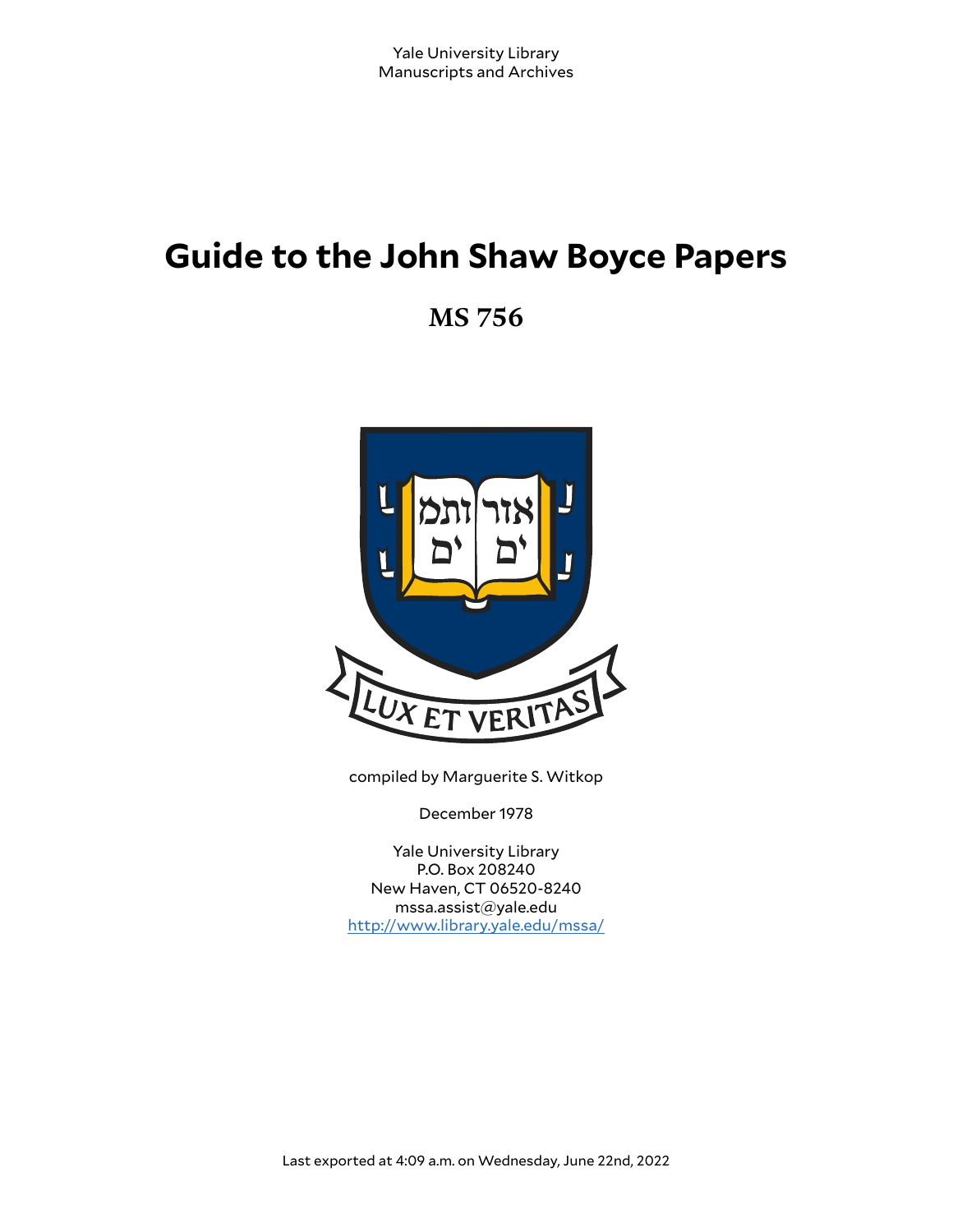Yale University Library
Manuscripts and Archives

# Guide to the John Shaw Boyce Papers

## MS 756

compiled by Marguerite S. Witkop

December 1978

Yale University Library
P.O. Box 208240
New Haven, CT 06520-8240
mssa.assist@yale.edu
http://www.library.yale.edu/mssa/

Last exported at 4:09 a.m. on Wednesday, June 22nd, 2022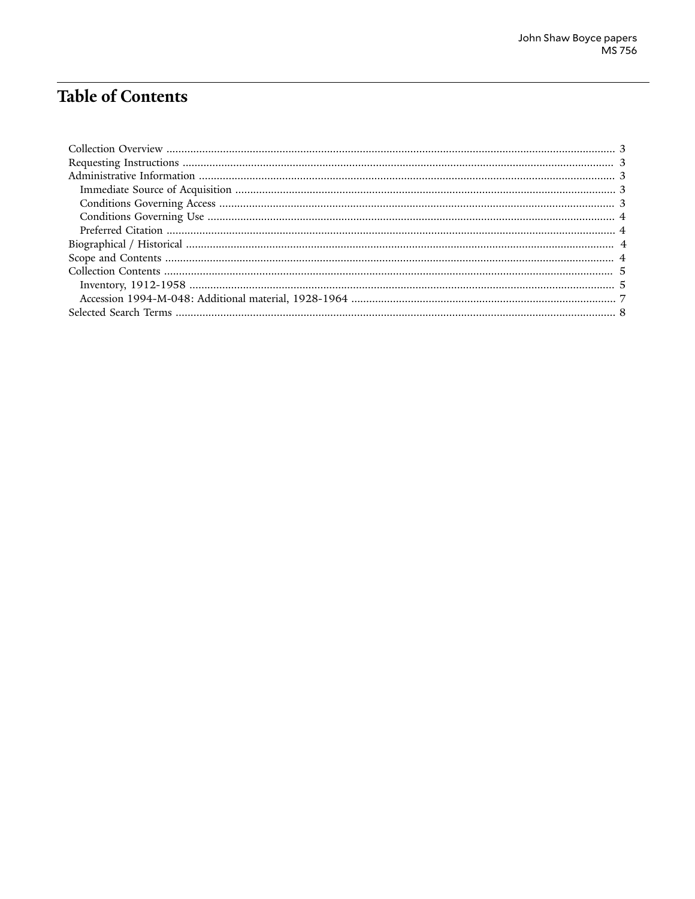# Table of Contents

- Collection Overview ... 3
- Requesting Instructions ... 3
- Administrative Information ... 3
  - Immediate Source of Acquisition ... 3
  - Conditions Governing Access ... 3
  - Conditions Governing Use ... 4
  - Preferred Citation ... 4
- Biographical / Historical ... 4
- Scope and Contents ... 4
- Collection Contents ... 5
  - Inventory, 1912-1958 ... 5
  - Accession 1994-M-048: Additional material, 1928-1964 ... 7
- Selected Search Terms ... 8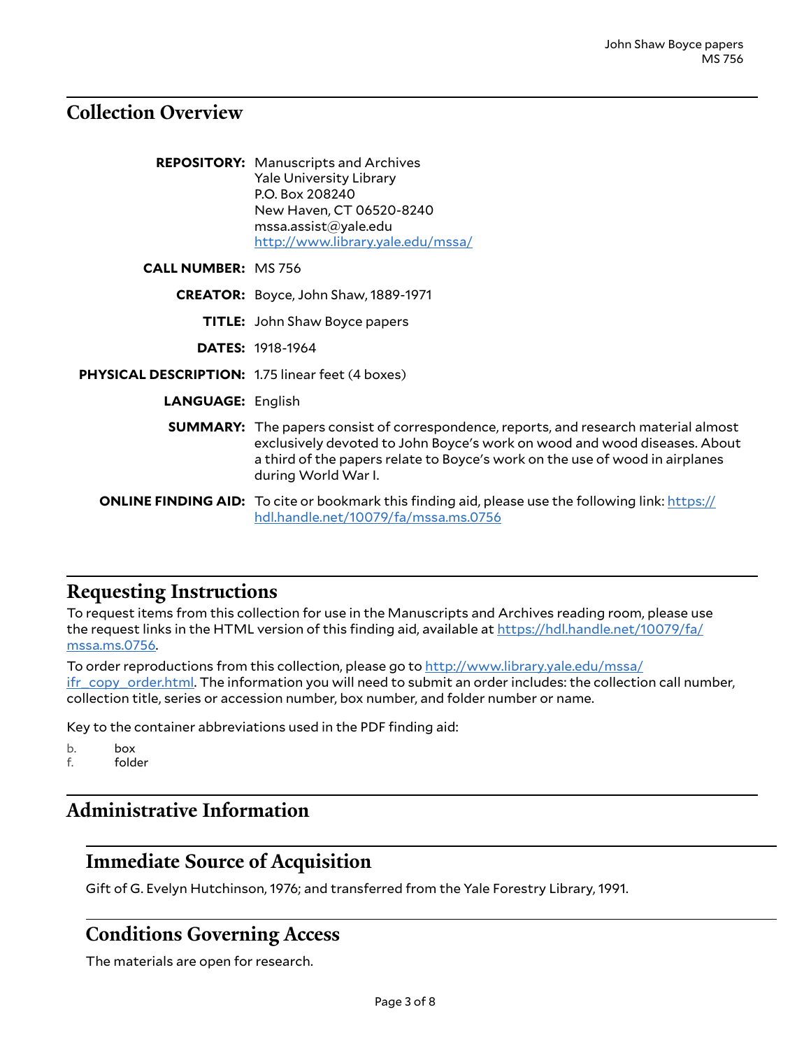## Collection Overview

**REPOSITORY:** Manuscripts and Archives
Yale University Library
P.O. Box 208240
New Haven, CT 06520-8240
mssa.assist@yale.edu
http://www.library.yale.edu/mssa/

**CALL NUMBER:** MS 756

**CREATOR:** Boyce, John Shaw, 1889-1971

**TITLE:** John Shaw Boyce papers

**DATES:** 1918-1964

**PHYSICAL DESCRIPTION:** 1.75 linear feet (4 boxes)

**LANGUAGE:** English

**SUMMARY:** The papers consist of correspondence, reports, and research material almost exclusively devoted to John Boyce's work on wood and wood diseases. About a third of the papers relate to Boyce's work on the use of wood in airplanes during World War I.

**ONLINE FINDING AID:** To cite or bookmark this finding aid, please use the following link: https://hdl.handle.net/10079/fa/mssa.ms.0756

## Requesting Instructions

To request items from this collection for use in the Manuscripts and Archives reading room, please use the request links in the HTML version of this finding aid, available at https://hdl.handle.net/10079/fa/mssa.ms.0756.

To order reproductions from this collection, please go to http://www.library.yale.edu/mssa/ifr_copy_order.html. The information you will need to submit an order includes: the collection call number, collection title, series or accession number, box number, and folder number or name.

Key to the container abbreviations used in the PDF finding aid:

b. box
f. folder

## Administrative Information

### Immediate Source of Acquisition

Gift of G. Evelyn Hutchinson, 1976; and transferred from the Yale Forestry Library, 1991.

### Conditions Governing Access

The materials are open for research.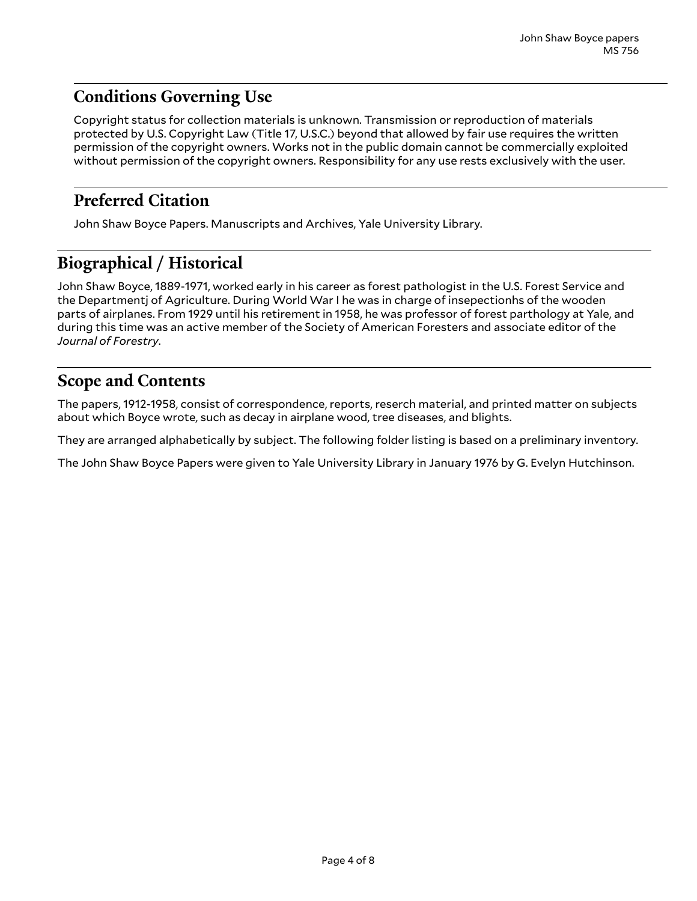## Conditions Governing Use

Copyright status for collection materials is unknown. Transmission or reproduction of materials protected by U.S. Copyright Law (Title 17, U.S.C.) beyond that allowed by fair use requires the written permission of the copyright owners. Works not in the public domain cannot be commercially exploited without permission of the copyright owners. Responsibility for any use rests exclusively with the user.

## Preferred Citation

John Shaw Boyce Papers. Manuscripts and Archives, Yale University Library.

# Biographical / Historical

John Shaw Boyce, 1889-1971, worked early in his career as forest pathologist in the U.S. Forest Service and the Departmentj of Agriculture. During World War I he was in charge of insepectionhs of the wooden parts of airplanes. From 1929 until his retirement in 1958, he was professor of forest parthology at Yale, and during this time was an active member of the Society of American Foresters and associate editor of the *Journal of Forestry*.

# Scope and Contents

The papers, 1912-1958, consist of correspondence, reports, reserch material, and printed matter on subjects about which Boyce wrote, such as decay in airplane wood, tree diseases, and blights.

They are arranged alphabetically by subject. The following folder listing is based on a preliminary inventory.

The John Shaw Boyce Papers were given to Yale University Library in January 1976 by G. Evelyn Hutchinson.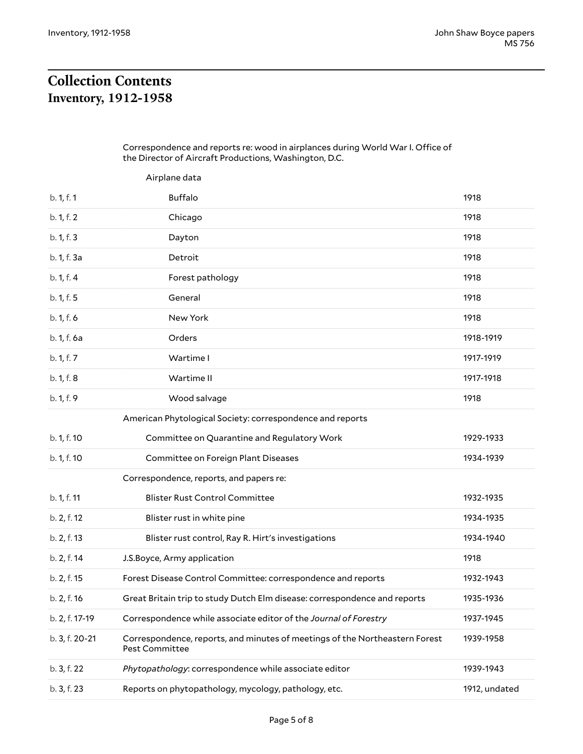# Collection Contents

## Inventory, 1912-1958

| Location | Description | Date |
| --- | --- | --- |
| | Correspondence and reports re: wood in airplances during World War I. Office of the Director of Aircraft Productions, Washington, D.C. | |
| | Airplane data | |
| b. 1, f. 1 | Buffalo | 1918 |
| b. 1, f. 2 | Chicago | 1918 |
| b. 1, f. 3 | Dayton | 1918 |
| b. 1, f. 3a | Detroit | 1918 |
| b. 1, f. 4 | Forest pathology | 1918 |
| b. 1, f. 5 | General | 1918 |
| b. 1, f. 6 | New York | 1918 |
| b. 1, f. 6a | Orders | 1918-1919 |
| b. 1, f. 7 | Wartime I | 1917-1919 |
| b. 1, f. 8 | Wartime II | 1917-1918 |
| b. 1, f. 9 | Wood salvage | 1918 |
| | American Phytological Society: correspondence and reports | |
| b. 1, f. 10 | Committee on Quarantine and Regulatory Work | 1929-1933 |
| b. 1, f. 10 | Committee on Foreign Plant Diseases | 1934-1939 |
| | Correspondence, reports, and papers re: | |
| b. 1, f. 11 | Blister Rust Control Committee | 1932-1935 |
| b. 2, f. 12 | Blister rust in white pine | 1934-1935 |
| b. 2, f. 13 | Blister rust control, Ray R. Hirt's investigations | 1934-1940 |
| b. 2, f. 14 | J.S.Boyce, Army application | 1918 |
| b. 2, f. 15 | Forest Disease Control Committee: correspondence and reports | 1932-1943 |
| b. 2, f. 16 | Great Britain trip to study Dutch Elm disease: correspondence and reports | 1935-1936 |
| b. 2, f. 17-19 | Correspondence while associate editor of the *Journal of Forestry* | 1937-1945 |
| b. 3, f. 20-21 | Correspondence, reports, and minutes of meetings of the Northeastern Forest Pest Committee | 1939-1958 |
| b. 3, f. 22 | *Phytopathology*: correspondence while associate editor | 1939-1943 |
| b. 3, f. 23 | Reports on phytopathology, mycology, pathology, etc. | 1912, undated |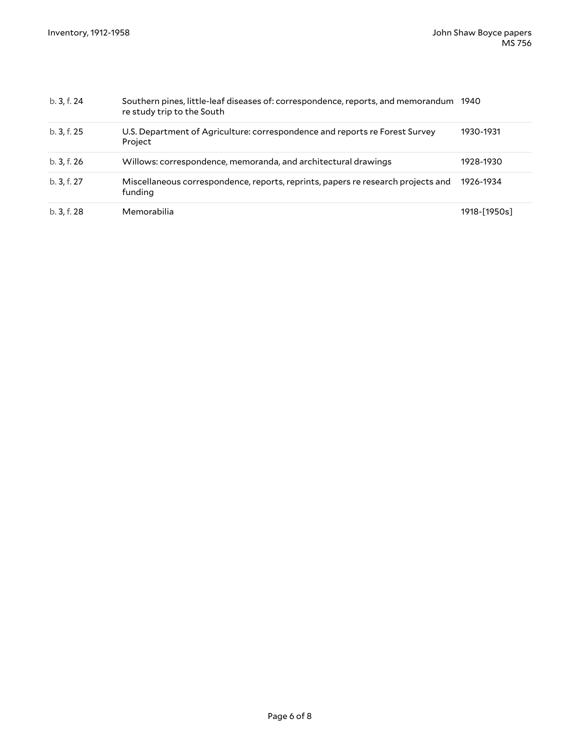| | | |
|---|---|---|
| b. 3, f. 24 | Southern pines, little-leaf diseases of: correspondence, reports, and memorandum re study trip to the South | 1940 |
| b. 3, f. 25 | U.S. Department of Agriculture: correspondence and reports re Forest Survey Project | 1930-1931 |
| b. 3, f. 26 | Willows: correspondence, memoranda, and architectural drawings | 1928-1930 |
| b. 3, f. 27 | Miscellaneous correspondence, reports, reprints, papers re research projects and funding | 1926-1934 |
| b. 3, f. 28 | Memorabilia | 1918-[1950s] |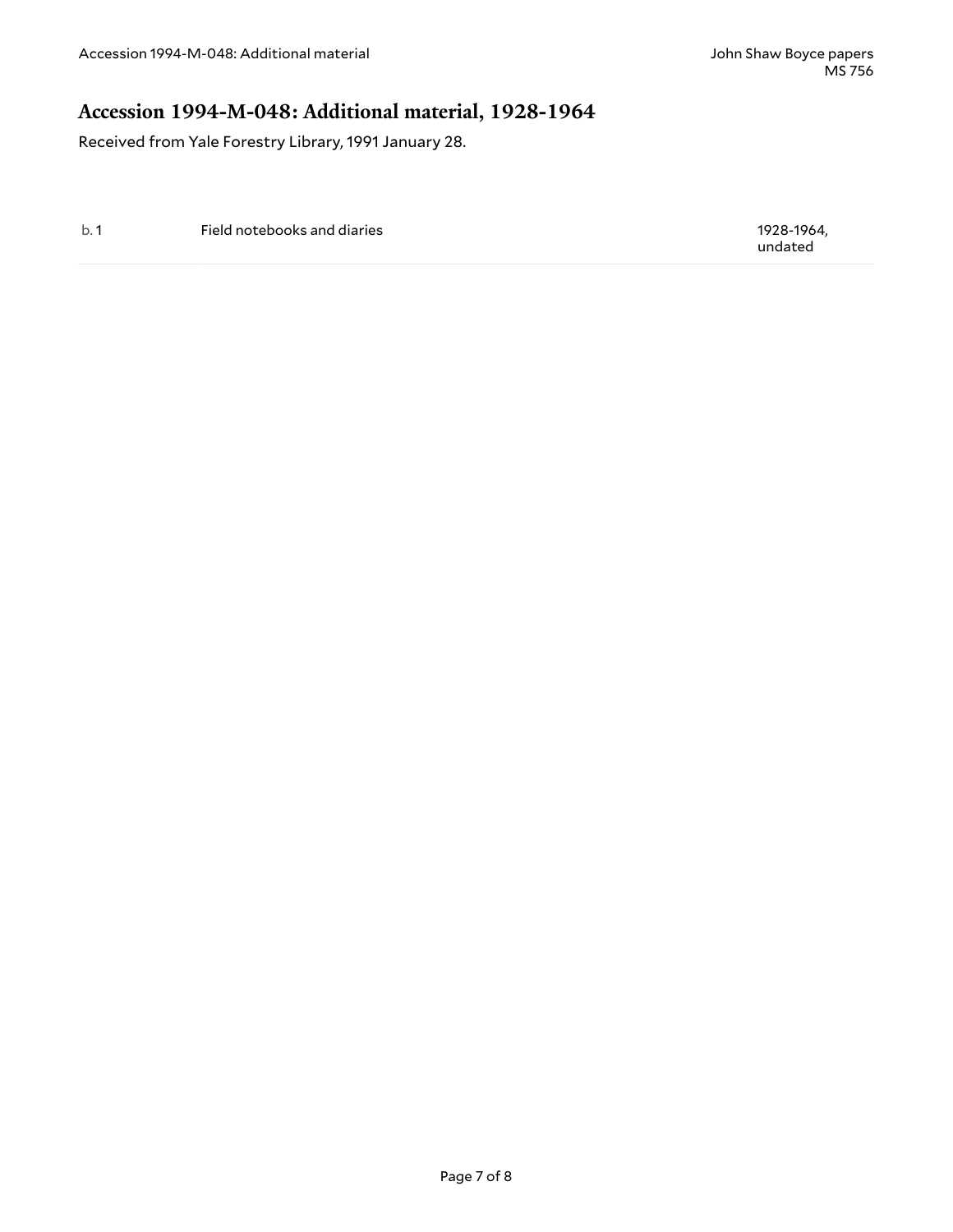## Accession 1994-M-048: Additional material, 1928-1964

Received from Yale Forestry Library, 1991 January 28.

| | | |
|---|---|---|
| b. 1 | Field notebooks and diaries | 1928-1964, undated |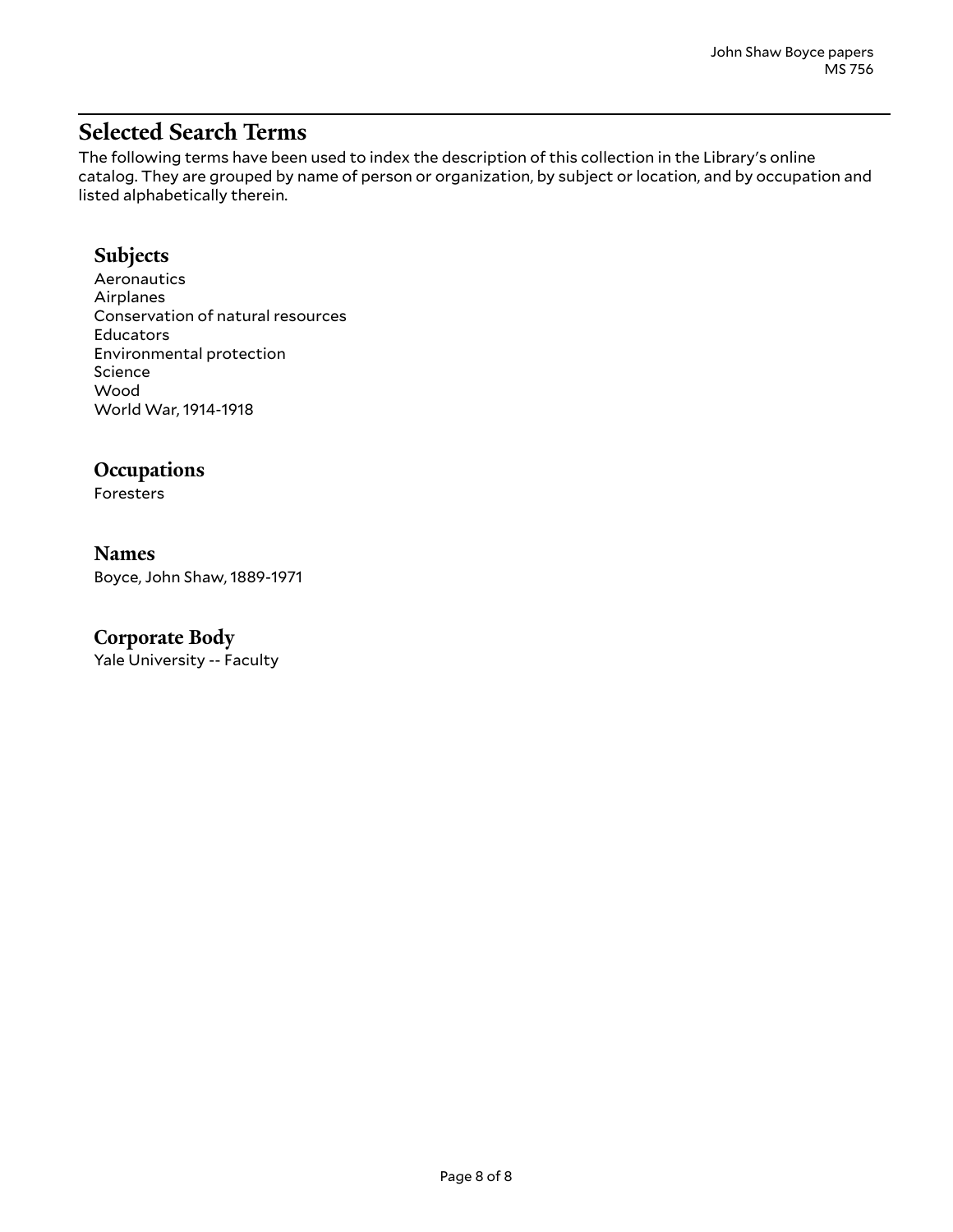## Selected Search Terms

The following terms have been used to index the description of this collection in the Library's online catalog. They are grouped by name of person or organization, by subject or location, and by occupation and listed alphabetically therein.

### Subjects

Aeronautics
Airplanes
Conservation of natural resources
Educators
Environmental protection
Science
Wood
World War, 1914-1918

### Occupations

Foresters

### Names

Boyce, John Shaw, 1889-1971

### Corporate Body

Yale University -- Faculty